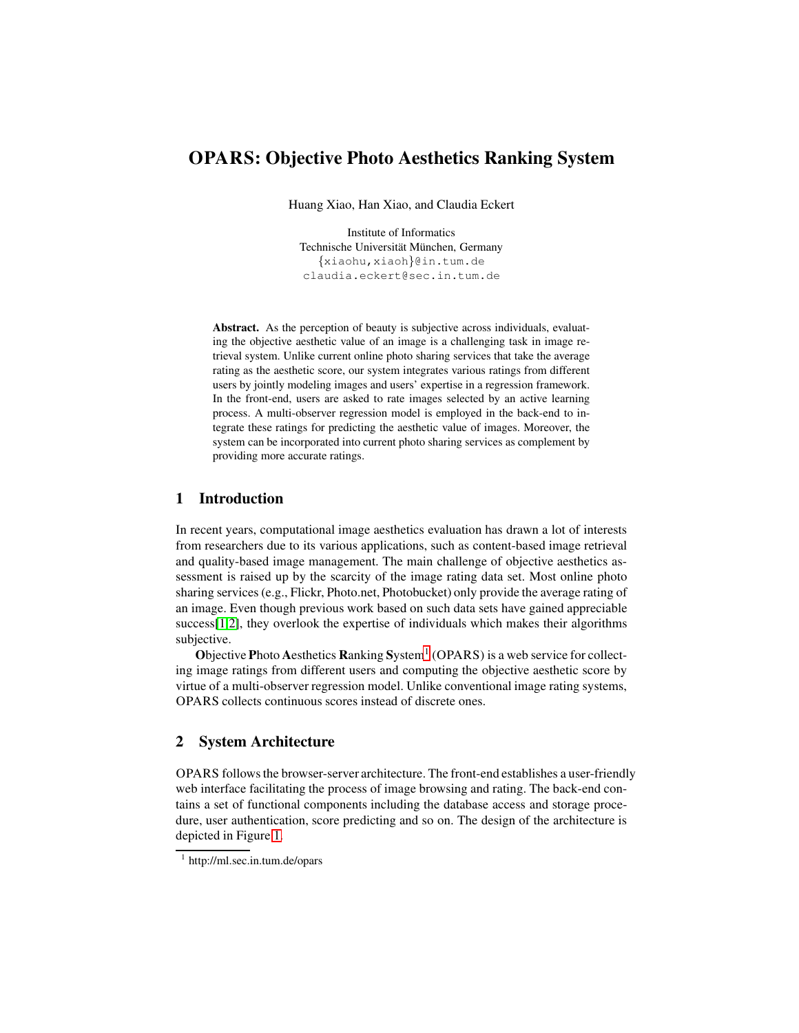# OPARS: Objective Photo Aesthetics Ranking System

Huang Xiao, Han Xiao, and Claudia Eckert

Institute of Informatics
Technische Universität München, Germany
{xiaohu,xiaoh}@in.tum.de
claudia.eckert@sec.in.tum.de

**Abstract.** As the perception of beauty is subjective across individuals, evaluating the objective aesthetic value of an image is a challenging task in image retrieval system. Unlike current online photo sharing services that take the average rating as the aesthetic score, our system integrates various ratings from different users by jointly modeling images and users' expertise in a regression framework. In the front-end, users are asked to rate images selected by an active learning process. A multi-observer regression model is employed in the back-end to integrate these ratings for predicting the aesthetic value of images. Moreover, the system can be incorporated into current photo sharing services as complement by providing more accurate ratings.

## 1 Introduction

In recent years, computational image aesthetics evaluation has drawn a lot of interests from researchers due to its various applications, such as content-based image retrieval and quality-based image management. The main challenge of objective aesthetics assessment is raised up by the scarcity of the image rating data set. Most online photo sharing services (e.g., Flickr, Photo.net, Photobucket) only provide the average rating of an image. Even though previous work based on such data sets have gained appreciable success[1,2], they overlook the expertise of individuals which makes their algorithms subjective.

**O**bjective **P**hoto **A**esthetics **R**anking **S**ystem[1] (OPARS) is a web service for collecting image ratings from different users and computing the objective aesthetic score by virtue of a multi-observer regression model. Unlike conventional image rating systems, OPARS collects continuous scores instead of discrete ones.

## 2 System Architecture

OPARS follows the browser-server architecture. The front-end establishes a user-friendly web interface facilitating the process of image browsing and rating. The back-end contains a set of functional components including the database access and storage procedure, user authentication, score predicting and so on. The design of the architecture is depicted in Figure 1.

[1] http://ml.sec.in.tum.de/opars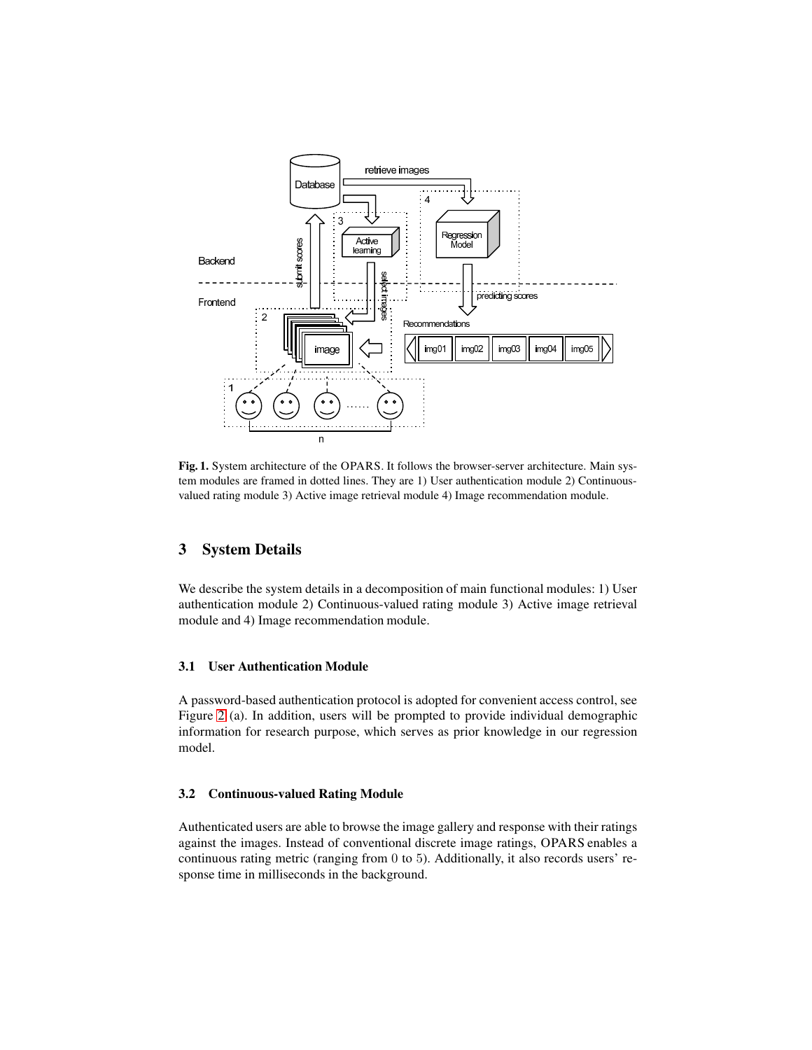**Fig. 1.** System architecture of the OPARS. It follows the browser-server architecture. Main system modules are framed in dotted lines. They are 1) User authentication module 2) Continuous-valued rating module 3) Active image retrieval module 4) Image recommendation module.

## 3 System Details

We describe the system details in a decomposition of main functional modules: 1) User authentication module 2) Continuous-valued rating module 3) Active image retrieval module and 4) Image recommendation module.

### 3.1 User Authentication Module

A password-based authentication protocol is adopted for convenient access control, see Figure 2 (a). In addition, users will be prompted to provide individual demographic information for research purpose, which serves as prior knowledge in our regression model.

### 3.2 Continuous-valued Rating Module

Authenticated users are able to browse the image gallery and response with their ratings against the images. Instead of conventional discrete image ratings, OPARS enables a continuous rating metric (ranging from 0 to 5). Additionally, it also records users' response time in milliseconds in the background.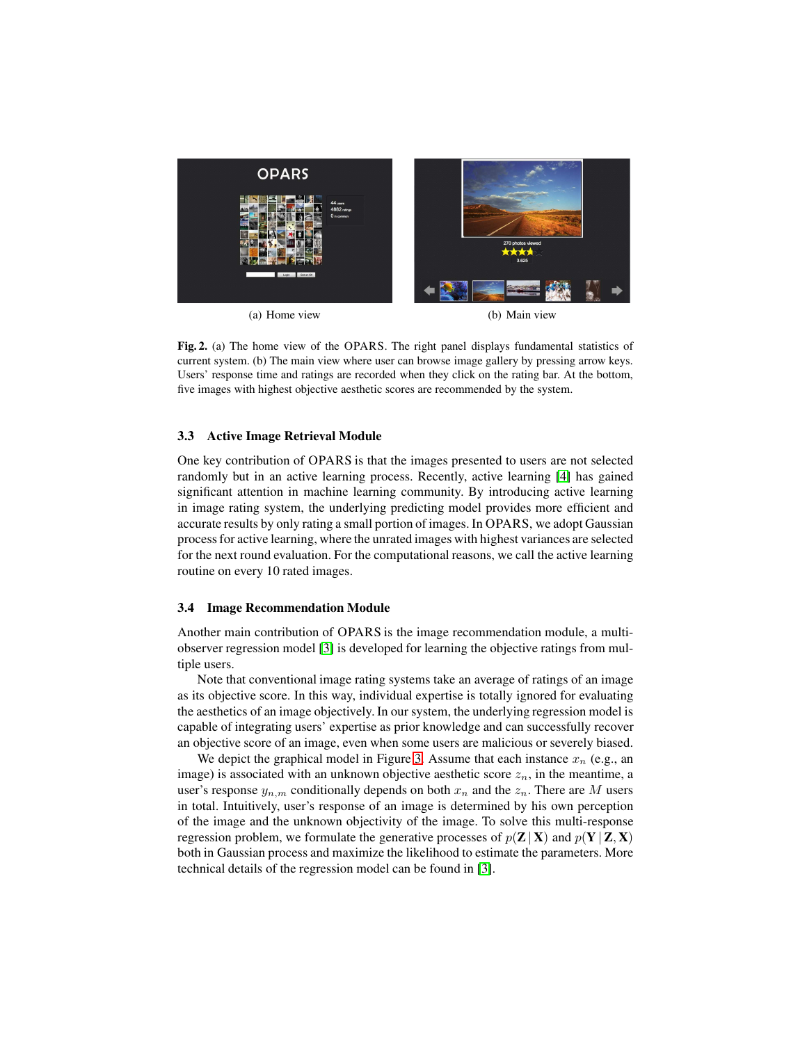(a) Home view

(b) Main view

**Fig. 2.** (a) The home view of the OPARS. The right panel displays fundamental statistics of current system. (b) The main view where user can browse image gallery by pressing arrow keys. Users' response time and ratings are recorded when they click on the rating bar. At the bottom, five images with highest objective aesthetic scores are recommended by the system.

### 3.3 Active Image Retrieval Module

One key contribution of OPARS is that the images presented to users are not selected randomly but in an active learning process. Recently, active learning [4] has gained significant attention in machine learning community. By introducing active learning in image rating system, the underlying predicting model provides more efficient and accurate results by only rating a small portion of images. In OPARS, we adopt Gaussian process for active learning, where the unrated images with highest variances are selected for the next round evaluation. For the computational reasons, we call the active learning routine on every 10 rated images.

### 3.4 Image Recommendation Module

Another main contribution of OPARS is the image recommendation module, a multi-observer regression model [3] is developed for learning the objective ratings from multiple users.

Note that conventional image rating systems take an average of ratings of an image as its objective score. In this way, individual expertise is totally ignored for evaluating the aesthetics of an image objectively. In our system, the underlying regression model is capable of integrating users' expertise as prior knowledge and can successfully recover an objective score of an image, even when some users are malicious or severely biased.

We depict the graphical model in Figure 3. Assume that each instance $x_n$ (e.g., an image) is associated with an unknown objective aesthetic score $z_n$, in the meantime, a user's response $y_{n,m}$ conditionally depends on both $x_n$ and the $z_n$. There are $M$ users in total. Intuitively, user's response of an image is determined by his own perception of the image and the unknown objectivity of the image. To solve this multi-response regression problem, we formulate the generative processes of $p(\mathbf{Z} \mid \mathbf{X})$ and $p(\mathbf{Y} \mid \mathbf{Z}, \mathbf{X})$ both in Gaussian process and maximize the likelihood to estimate the parameters. More technical details of the regression model can be found in [3].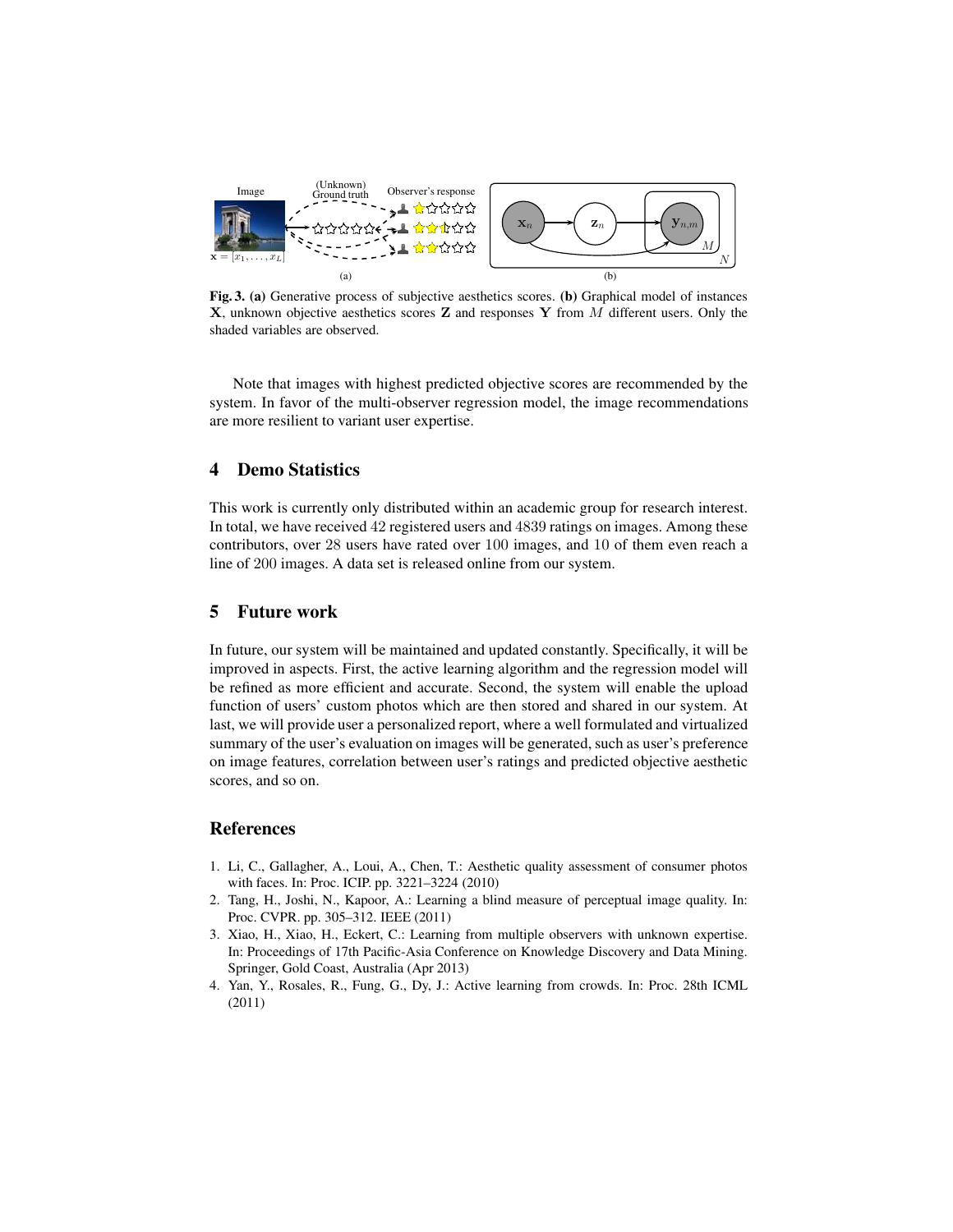Image

(Unknown) Ground truth

Observer's response

$\mathbf{x} = [x_1, \ldots, x_L]$

(a)

$\mathbf{x}_n$ $\mathbf{z}_n$ $\mathbf{y}_{n,m}$ $M$ $N$

(b)

**Fig. 3. (a)** Generative process of subjective aesthetics scores. **(b)** Graphical model of instances $\mathbf{X}$, unknown objective aesthetics scores $\mathbf{Z}$ and responses $\mathbf{Y}$ from $M$ different users. Only the shaded variables are observed.

Note that images with highest predicted objective scores are recommended by the system. In favor of the multi-observer regression model, the image recommendations are more resilient to variant user expertise.

## 4 Demo Statistics

This work is currently only distributed within an academic group for research interest. In total, we have received $42$ registered users and $4839$ ratings on images. Among these contributors, over $28$ users have rated over $100$ images, and $10$ of them even reach a line of $200$ images. A data set is released online from our system.

## 5 Future work

In future, our system will be maintained and updated constantly. Specifically, it will be improved in aspects. First, the active learning algorithm and the regression model will be refined as more efficient and accurate. Second, the system will enable the upload function of users' custom photos which are then stored and shared in our system. At last, we will provide user a personalized report, where a well formulated and virtualized summary of the user's evaluation on images will be generated, such as user's preference on image features, correlation between user's ratings and predicted objective aesthetic scores, and so on.

## References

1. Li, C., Gallagher, A., Loui, A., Chen, T.: Aesthetic quality assessment of consumer photos with faces. In: Proc. ICIP. pp. 3221–3224 (2010)
2. Tang, H., Joshi, N., Kapoor, A.: Learning a blind measure of perceptual image quality. In: Proc. CVPR. pp. 305–312. IEEE (2011)
3. Xiao, H., Xiao, H., Eckert, C.: Learning from multiple observers with unknown expertise. In: Proceedings of 17th Pacific-Asia Conference on Knowledge Discovery and Data Mining. Springer, Gold Coast, Australia (Apr 2013)
4. Yan, Y., Rosales, R., Fung, G., Dy, J.: Active learning from crowds. In: Proc. 28th ICML (2011)